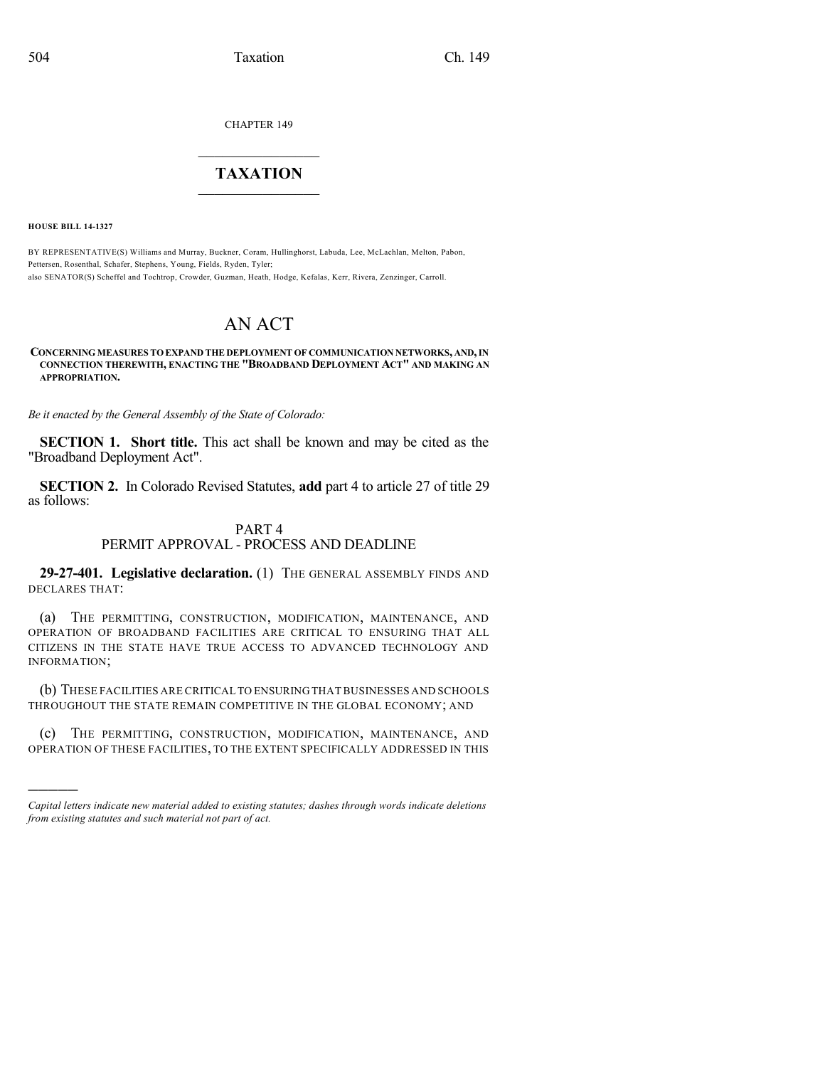CHAPTER 149

# TAXATION

**HOUSE BILL 14-1327**

BY REPRESENTATIVE(S) Williams and Murray, Buckner, Coram, Hullinghorst, Labuda, Lee, McLachlan, Melton, Pabon, Pettersen, Rosenthal, Schafer, Stephens, Young, Fields, Ryden, Tyler;
also SENATOR(S) Scheffel and Tochtrop, Crowder, Guzman, Heath, Hodge, Kefalas, Kerr, Rivera, Zenzinger, Carroll.

# AN ACT

**CONCERNING MEASURES TO EXPAND THE DEPLOYMENT OF COMMUNICATION NETWORKS, AND, IN CONNECTION THEREWITH, ENACTING THE "BROADBAND DEPLOYMENT ACT" AND MAKING AN APPROPRIATION.**

*Be it enacted by the General Assembly of the State of Colorado:*

**SECTION 1. Short title.** This act shall be known and may be cited as the "Broadband Deployment Act".

**SECTION 2.** In Colorado Revised Statutes, **add** part 4 to article 27 of title 29 as follows:

PART 4
PERMIT APPROVAL - PROCESS AND DEADLINE

**29-27-401. Legislative declaration.** (1) THE GENERAL ASSEMBLY FINDS AND DECLARES THAT:

(a) THE PERMITTING, CONSTRUCTION, MODIFICATION, MAINTENANCE, AND OPERATION OF BROADBAND FACILITIES ARE CRITICAL TO ENSURING THAT ALL CITIZENS IN THE STATE HAVE TRUE ACCESS TO ADVANCED TECHNOLOGY AND INFORMATION;

(b) THESE FACILITIES ARE CRITICAL TO ENSURING THAT BUSINESSES AND SCHOOLS THROUGHOUT THE STATE REMAIN COMPETITIVE IN THE GLOBAL ECONOMY; AND

(c) THE PERMITTING, CONSTRUCTION, MODIFICATION, MAINTENANCE, AND OPERATION OF THESE FACILITIES, TO THE EXTENT SPECIFICALLY ADDRESSED IN THIS

---

*Capital letters indicate new material added to existing statutes; dashes through words indicate deletions from existing statutes and such material not part of act.*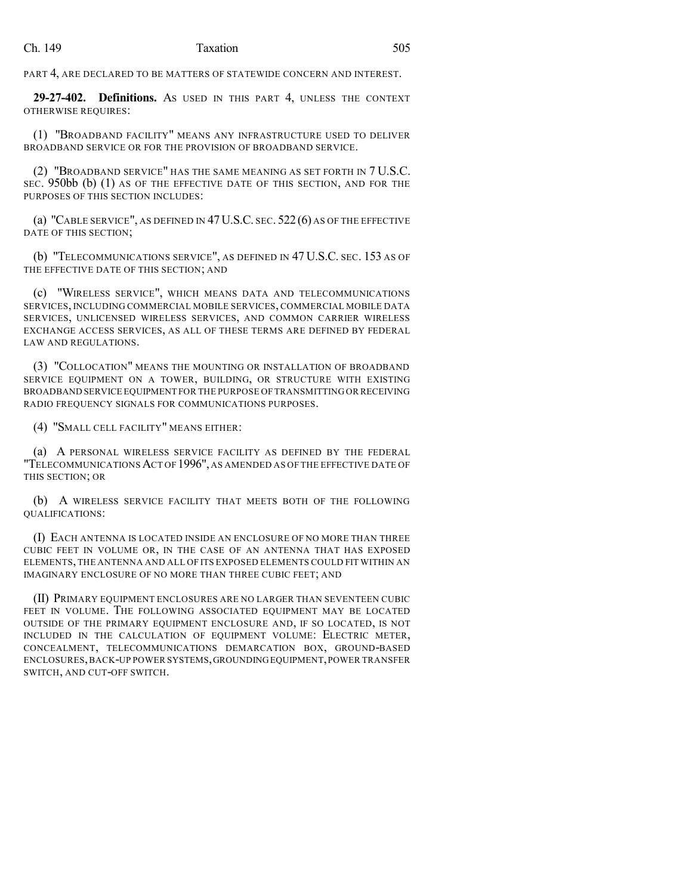PART 4, ARE DECLARED TO BE MATTERS OF STATEWIDE CONCERN AND INTEREST.

**29-27-402. Definitions.** AS USED IN THIS PART 4, UNLESS THE CONTEXT OTHERWISE REQUIRES:

(1) "BROADBAND FACILITY" MEANS ANY INFRASTRUCTURE USED TO DELIVER BROADBAND SERVICE OR FOR THE PROVISION OF BROADBAND SERVICE.

(2) "BROADBAND SERVICE" HAS THE SAME MEANING AS SET FORTH IN 7 U.S.C. SEC. 950bb (b) (1) AS OF THE EFFECTIVE DATE OF THIS SECTION, AND FOR THE PURPOSES OF THIS SECTION INCLUDES:

(a) "CABLE SERVICE", AS DEFINED IN 47 U.S.C. SEC. 522 (6) AS OF THE EFFECTIVE DATE OF THIS SECTION;

(b) "TELECOMMUNICATIONS SERVICE", AS DEFINED IN 47 U.S.C. SEC. 153 AS OF THE EFFECTIVE DATE OF THIS SECTION; AND

(c) "WIRELESS SERVICE", WHICH MEANS DATA AND TELECOMMUNICATIONS SERVICES, INCLUDING COMMERCIAL MOBILE SERVICES, COMMERCIAL MOBILE DATA SERVICES, UNLICENSED WIRELESS SERVICES, AND COMMON CARRIER WIRELESS EXCHANGE ACCESS SERVICES, AS ALL OF THESE TERMS ARE DEFINED BY FEDERAL LAW AND REGULATIONS.

(3) "COLLOCATION" MEANS THE MOUNTING OR INSTALLATION OF BROADBAND SERVICE EQUIPMENT ON A TOWER, BUILDING, OR STRUCTURE WITH EXISTING BROADBAND SERVICE EQUIPMENT FOR THE PURPOSE OF TRANSMITTING OR RECEIVING RADIO FREQUENCY SIGNALS FOR COMMUNICATIONS PURPOSES.

(4) "SMALL CELL FACILITY" MEANS EITHER:

(a) A PERSONAL WIRELESS SERVICE FACILITY AS DEFINED BY THE FEDERAL "TELECOMMUNICATIONS ACT OF 1996", AS AMENDED AS OF THE EFFECTIVE DATE OF THIS SECTION; OR

(b) A WIRELESS SERVICE FACILITY THAT MEETS BOTH OF THE FOLLOWING QUALIFICATIONS:

(I) EACH ANTENNA IS LOCATED INSIDE AN ENCLOSURE OF NO MORE THAN THREE CUBIC FEET IN VOLUME OR, IN THE CASE OF AN ANTENNA THAT HAS EXPOSED ELEMENTS, THE ANTENNA AND ALL OF ITS EXPOSED ELEMENTS COULD FIT WITHIN AN IMAGINARY ENCLOSURE OF NO MORE THAN THREE CUBIC FEET; AND

(II) PRIMARY EQUIPMENT ENCLOSURES ARE NO LARGER THAN SEVENTEEN CUBIC FEET IN VOLUME. THE FOLLOWING ASSOCIATED EQUIPMENT MAY BE LOCATED OUTSIDE OF THE PRIMARY EQUIPMENT ENCLOSURE AND, IF SO LOCATED, IS NOT INCLUDED IN THE CALCULATION OF EQUIPMENT VOLUME: ELECTRIC METER, CONCEALMENT, TELECOMMUNICATIONS DEMARCATION BOX, GROUND-BASED ENCLOSURES, BACK-UP POWER SYSTEMS, GROUNDING EQUIPMENT, POWER TRANSFER SWITCH, AND CUT-OFF SWITCH.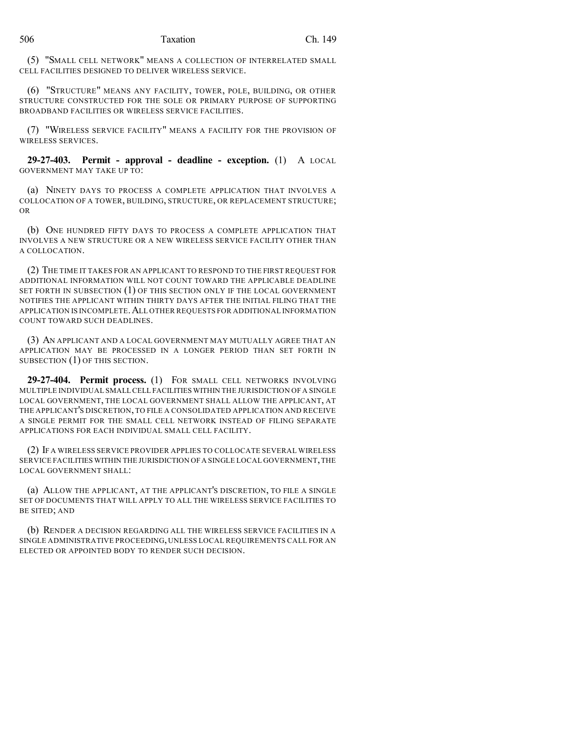(5) "SMALL CELL NETWORK" MEANS A COLLECTION OF INTERRELATED SMALL CELL FACILITIES DESIGNED TO DELIVER WIRELESS SERVICE.

(6) "STRUCTURE" MEANS ANY FACILITY, TOWER, POLE, BUILDING, OR OTHER STRUCTURE CONSTRUCTED FOR THE SOLE OR PRIMARY PURPOSE OF SUPPORTING BROADBAND FACILITIES OR WIRELESS SERVICE FACILITIES.

(7) "WIRELESS SERVICE FACILITY" MEANS A FACILITY FOR THE PROVISION OF WIRELESS SERVICES.

**29-27-403. Permit - approval - deadline - exception.** (1) A LOCAL GOVERNMENT MAY TAKE UP TO:

(a) NINETY DAYS TO PROCESS A COMPLETE APPLICATION THAT INVOLVES A COLLOCATION OF A TOWER, BUILDING, STRUCTURE, OR REPLACEMENT STRUCTURE; OR

(b) ONE HUNDRED FIFTY DAYS TO PROCESS A COMPLETE APPLICATION THAT INVOLVES A NEW STRUCTURE OR A NEW WIRELESS SERVICE FACILITY OTHER THAN A COLLOCATION.

(2) THE TIME IT TAKES FOR AN APPLICANT TO RESPOND TO THE FIRST REQUEST FOR ADDITIONAL INFORMATION WILL NOT COUNT TOWARD THE APPLICABLE DEADLINE SET FORTH IN SUBSECTION (1) OF THIS SECTION ONLY IF THE LOCAL GOVERNMENT NOTIFIES THE APPLICANT WITHIN THIRTY DAYS AFTER THE INITIAL FILING THAT THE APPLICATION IS INCOMPLETE. ALL OTHER REQUESTS FOR ADDITIONAL INFORMATION COUNT TOWARD SUCH DEADLINES.

(3) AN APPLICANT AND A LOCAL GOVERNMENT MAY MUTUALLY AGREE THAT AN APPLICATION MAY BE PROCESSED IN A LONGER PERIOD THAN SET FORTH IN SUBSECTION (1) OF THIS SECTION.

**29-27-404. Permit process.** (1) FOR SMALL CELL NETWORKS INVOLVING MULTIPLE INDIVIDUAL SMALL CELL FACILITIES WITHIN THE JURISDICTION OF A SINGLE LOCAL GOVERNMENT, THE LOCAL GOVERNMENT SHALL ALLOW THE APPLICANT, AT THE APPLICANT'S DISCRETION, TO FILE A CONSOLIDATED APPLICATION AND RECEIVE A SINGLE PERMIT FOR THE SMALL CELL NETWORK INSTEAD OF FILING SEPARATE APPLICATIONS FOR EACH INDIVIDUAL SMALL CELL FACILITY.

(2) IF A WIRELESS SERVICE PROVIDER APPLIES TO COLLOCATE SEVERAL WIRELESS SERVICE FACILITIES WITHIN THE JURISDICTION OF A SINGLE LOCAL GOVERNMENT, THE LOCAL GOVERNMENT SHALL:

(a) ALLOW THE APPLICANT, AT THE APPLICANT'S DISCRETION, TO FILE A SINGLE SET OF DOCUMENTS THAT WILL APPLY TO ALL THE WIRELESS SERVICE FACILITIES TO BE SITED; AND

(b) RENDER A DECISION REGARDING ALL THE WIRELESS SERVICE FACILITIES IN A SINGLE ADMINISTRATIVE PROCEEDING, UNLESS LOCAL REQUIREMENTS CALL FOR AN ELECTED OR APPOINTED BODY TO RENDER SUCH DECISION.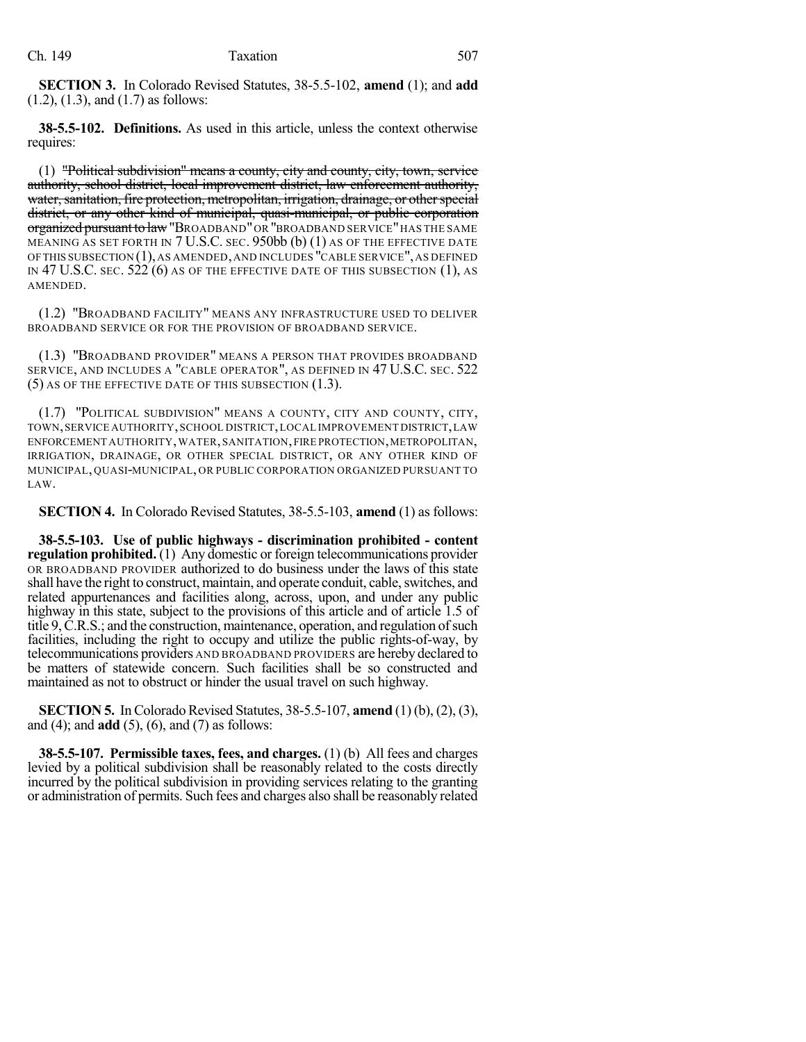**SECTION 3.** In Colorado Revised Statutes, 38-5.5-102, **amend** (1); and **add** (1.2), (1.3), and (1.7) as follows:

**38-5.5-102. Definitions.** As used in this article, unless the context otherwise requires:

(1) ~~"Political subdivision" means a county, city and county, city, town, service authority, school district, local improvement district, law enforcement authority, water, sanitation, fire protection, metropolitan, irrigation, drainage, or other special district, or any other kind of municipal, quasi-municipal, or public corporation organized pursuant to law~~ "BROADBAND" OR "BROADBAND SERVICE" HAS THE SAME MEANING AS SET FORTH IN 7 U.S.C. SEC. 950bb (b) (1) AS OF THE EFFECTIVE DATE OF THIS SUBSECTION (1), AS AMENDED, AND INCLUDES "CABLE SERVICE", AS DEFINED IN 47 U.S.C. SEC. 522 (6) AS OF THE EFFECTIVE DATE OF THIS SUBSECTION (1), AS AMENDED.

(1.2) "BROADBAND FACILITY" MEANS ANY INFRASTRUCTURE USED TO DELIVER BROADBAND SERVICE OR FOR THE PROVISION OF BROADBAND SERVICE.

(1.3) "BROADBAND PROVIDER" MEANS A PERSON THAT PROVIDES BROADBAND SERVICE, AND INCLUDES A "CABLE OPERATOR", AS DEFINED IN 47 U.S.C. SEC. 522 (5) AS OF THE EFFECTIVE DATE OF THIS SUBSECTION (1.3).

(1.7) "POLITICAL SUBDIVISION" MEANS A COUNTY, CITY AND COUNTY, CITY, TOWN, SERVICE AUTHORITY, SCHOOL DISTRICT, LOCAL IMPROVEMENT DISTRICT, LAW ENFORCEMENT AUTHORITY, WATER, SANITATION, FIRE PROTECTION, METROPOLITAN, IRRIGATION, DRAINAGE, OR OTHER SPECIAL DISTRICT, OR ANY OTHER KIND OF MUNICIPAL, QUASI-MUNICIPAL, OR PUBLIC CORPORATION ORGANIZED PURSUANT TO LAW.

**SECTION 4.** In Colorado Revised Statutes, 38-5.5-103, **amend** (1) as follows:

**38-5.5-103. Use of public highways - discrimination prohibited - content regulation prohibited.** (1) Any domestic or foreign telecommunications provider OR BROADBAND PROVIDER authorized to do business under the laws of this state shall have the right to construct, maintain, and operate conduit, cable, switches, and related appurtenances and facilities along, across, upon, and under any public highway in this state, subject to the provisions of this article and of article 1.5 of title 9, C.R.S.; and the construction, maintenance, operation, and regulation of such facilities, including the right to occupy and utilize the public rights-of-way, by telecommunications providers AND BROADBAND PROVIDERS are hereby declared to be matters of statewide concern. Such facilities shall be so constructed and maintained as not to obstruct or hinder the usual travel on such highway.

**SECTION 5.** In Colorado Revised Statutes, 38-5.5-107, **amend** (1) (b), (2), (3), and (4); and **add** (5), (6), and (7) as follows:

**38-5.5-107. Permissible taxes, fees, and charges.** (1) (b) All fees and charges levied by a political subdivision shall be reasonably related to the costs directly incurred by the political subdivision in providing services relating to the granting or administration of permits. Such fees and charges also shall be reasonably related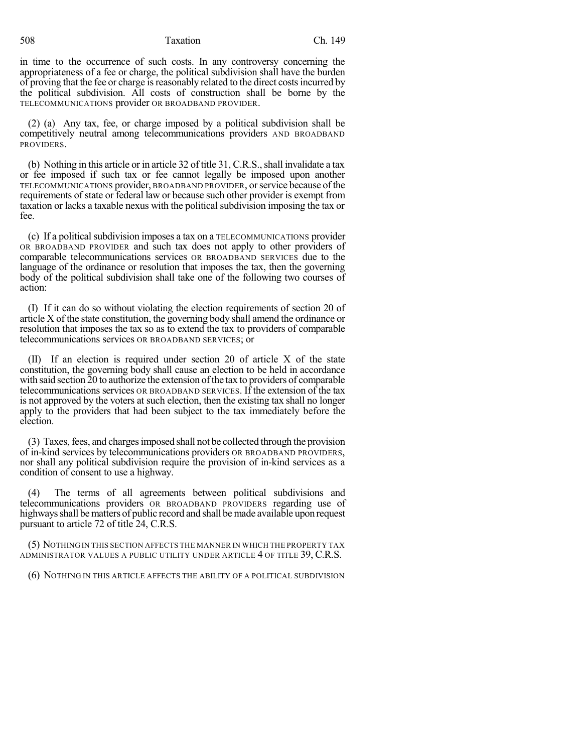in time to the occurrence of such costs. In any controversy concerning the appropriateness of a fee or charge, the political subdivision shall have the burden of proving that the fee or charge is reasonably related to the direct costs incurred by the political subdivision. All costs of construction shall be borne by the TELECOMMUNICATIONS provider OR BROADBAND PROVIDER.

(2) (a) Any tax, fee, or charge imposed by a political subdivision shall be competitively neutral among telecommunications providers AND BROADBAND PROVIDERS.

(b) Nothing in this article or in article 32 of title 31, C.R.S., shall invalidate a tax or fee imposed if such tax or fee cannot legally be imposed upon another TELECOMMUNICATIONS provider, BROADBAND PROVIDER, or service because of the requirements of state or federal law or because such other provider is exempt from taxation or lacks a taxable nexus with the political subdivision imposing the tax or fee.

(c) If a political subdivision imposes a tax on a TELECOMMUNICATIONS provider OR BROADBAND PROVIDER and such tax does not apply to other providers of comparable telecommunications services OR BROADBAND SERVICES due to the language of the ordinance or resolution that imposes the tax, then the governing body of the political subdivision shall take one of the following two courses of action:

(I) If it can do so without violating the election requirements of section 20 of article X of the state constitution, the governing body shall amend the ordinance or resolution that imposes the tax so as to extend the tax to providers of comparable telecommunications services OR BROADBAND SERVICES; or

(II) If an election is required under section 20 of article X of the state constitution, the governing body shall cause an election to be held in accordance with said section 20 to authorize the extension of the tax to providers of comparable telecommunications services OR BROADBAND SERVICES. If the extension of the tax is not approved by the voters at such election, then the existing tax shall no longer apply to the providers that had been subject to the tax immediately before the election.

(3) Taxes, fees, and charges imposed shall not be collected through the provision of in-kind services by telecommunications providers OR BROADBAND PROVIDERS, nor shall any political subdivision require the provision of in-kind services as a condition of consent to use a highway.

(4) The terms of all agreements between political subdivisions and telecommunications providers OR BROADBAND PROVIDERS regarding use of highways shall be matters of public record and shall be made available upon request pursuant to article 72 of title 24, C.R.S.

(5) NOTHING IN THIS SECTION AFFECTS THE MANNER IN WHICH THE PROPERTY TAX ADMINISTRATOR VALUES A PUBLIC UTILITY UNDER ARTICLE 4 OF TITLE 39, C.R.S.

(6) NOTHING IN THIS ARTICLE AFFECTS THE ABILITY OF A POLITICAL SUBDIVISION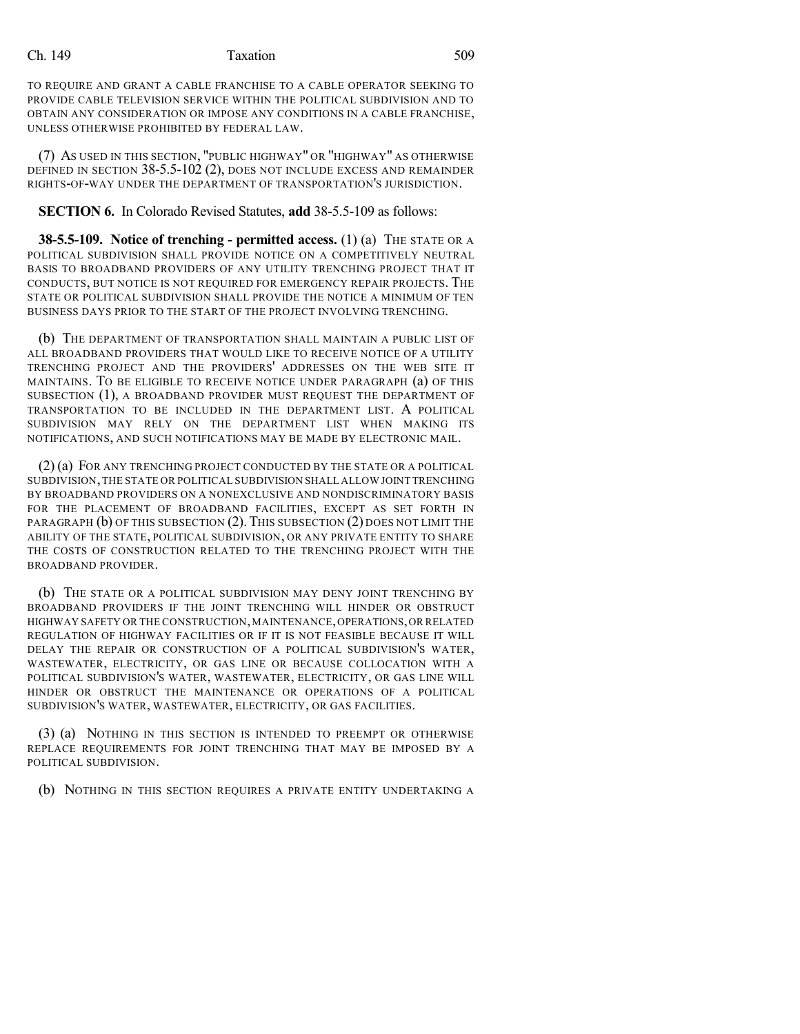TO REQUIRE AND GRANT A CABLE FRANCHISE TO A CABLE OPERATOR SEEKING TO PROVIDE CABLE TELEVISION SERVICE WITHIN THE POLITICAL SUBDIVISION AND TO OBTAIN ANY CONSIDERATION OR IMPOSE ANY CONDITIONS IN A CABLE FRANCHISE, UNLESS OTHERWISE PROHIBITED BY FEDERAL LAW.

(7) AS USED IN THIS SECTION, "PUBLIC HIGHWAY" OR "HIGHWAY" AS OTHERWISE DEFINED IN SECTION 38-5.5-102 (2), DOES NOT INCLUDE EXCESS AND REMAINDER RIGHTS-OF-WAY UNDER THE DEPARTMENT OF TRANSPORTATION'S JURISDICTION.

**SECTION 6.** In Colorado Revised Statutes, **add** 38-5.5-109 as follows:

**38-5.5-109. Notice of trenching - permitted access.** (1) (a) THE STATE OR A POLITICAL SUBDIVISION SHALL PROVIDE NOTICE ON A COMPETITIVELY NEUTRAL BASIS TO BROADBAND PROVIDERS OF ANY UTILITY TRENCHING PROJECT THAT IT CONDUCTS, BUT NOTICE IS NOT REQUIRED FOR EMERGENCY REPAIR PROJECTS. THE STATE OR POLITICAL SUBDIVISION SHALL PROVIDE THE NOTICE A MINIMUM OF TEN BUSINESS DAYS PRIOR TO THE START OF THE PROJECT INVOLVING TRENCHING.

(b) THE DEPARTMENT OF TRANSPORTATION SHALL MAINTAIN A PUBLIC LIST OF ALL BROADBAND PROVIDERS THAT WOULD LIKE TO RECEIVE NOTICE OF A UTILITY TRENCHING PROJECT AND THE PROVIDERS' ADDRESSES ON THE WEB SITE IT MAINTAINS. TO BE ELIGIBLE TO RECEIVE NOTICE UNDER PARAGRAPH (a) OF THIS SUBSECTION (1), A BROADBAND PROVIDER MUST REQUEST THE DEPARTMENT OF TRANSPORTATION TO BE INCLUDED IN THE DEPARTMENT LIST. A POLITICAL SUBDIVISION MAY RELY ON THE DEPARTMENT LIST WHEN MAKING ITS NOTIFICATIONS, AND SUCH NOTIFICATIONS MAY BE MADE BY ELECTRONIC MAIL.

(2) (a) FOR ANY TRENCHING PROJECT CONDUCTED BY THE STATE OR A POLITICAL SUBDIVISION, THE STATE OR POLITICAL SUBDIVISION SHALL ALLOW JOINT TRENCHING BY BROADBAND PROVIDERS ON A NONEXCLUSIVE AND NONDISCRIMINATORY BASIS FOR THE PLACEMENT OF BROADBAND FACILITIES, EXCEPT AS SET FORTH IN PARAGRAPH (b) OF THIS SUBSECTION (2). THIS SUBSECTION (2) DOES NOT LIMIT THE ABILITY OF THE STATE, POLITICAL SUBDIVISION, OR ANY PRIVATE ENTITY TO SHARE THE COSTS OF CONSTRUCTION RELATED TO THE TRENCHING PROJECT WITH THE BROADBAND PROVIDER.

(b) THE STATE OR A POLITICAL SUBDIVISION MAY DENY JOINT TRENCHING BY BROADBAND PROVIDERS IF THE JOINT TRENCHING WILL HINDER OR OBSTRUCT HIGHWAY SAFETY OR THE CONSTRUCTION, MAINTENANCE, OPERATIONS, OR RELATED REGULATION OF HIGHWAY FACILITIES OR IF IT IS NOT FEASIBLE BECAUSE IT WILL DELAY THE REPAIR OR CONSTRUCTION OF A POLITICAL SUBDIVISION'S WATER, WASTEWATER, ELECTRICITY, OR GAS LINE OR BECAUSE COLLOCATION WITH A POLITICAL SUBDIVISION'S WATER, WASTEWATER, ELECTRICITY, OR GAS LINE WILL HINDER OR OBSTRUCT THE MAINTENANCE OR OPERATIONS OF A POLITICAL SUBDIVISION'S WATER, WASTEWATER, ELECTRICITY, OR GAS FACILITIES.

(3) (a) NOTHING IN THIS SECTION IS INTENDED TO PREEMPT OR OTHERWISE REPLACE REQUIREMENTS FOR JOINT TRENCHING THAT MAY BE IMPOSED BY A POLITICAL SUBDIVISION.

(b) NOTHING IN THIS SECTION REQUIRES A PRIVATE ENTITY UNDERTAKING A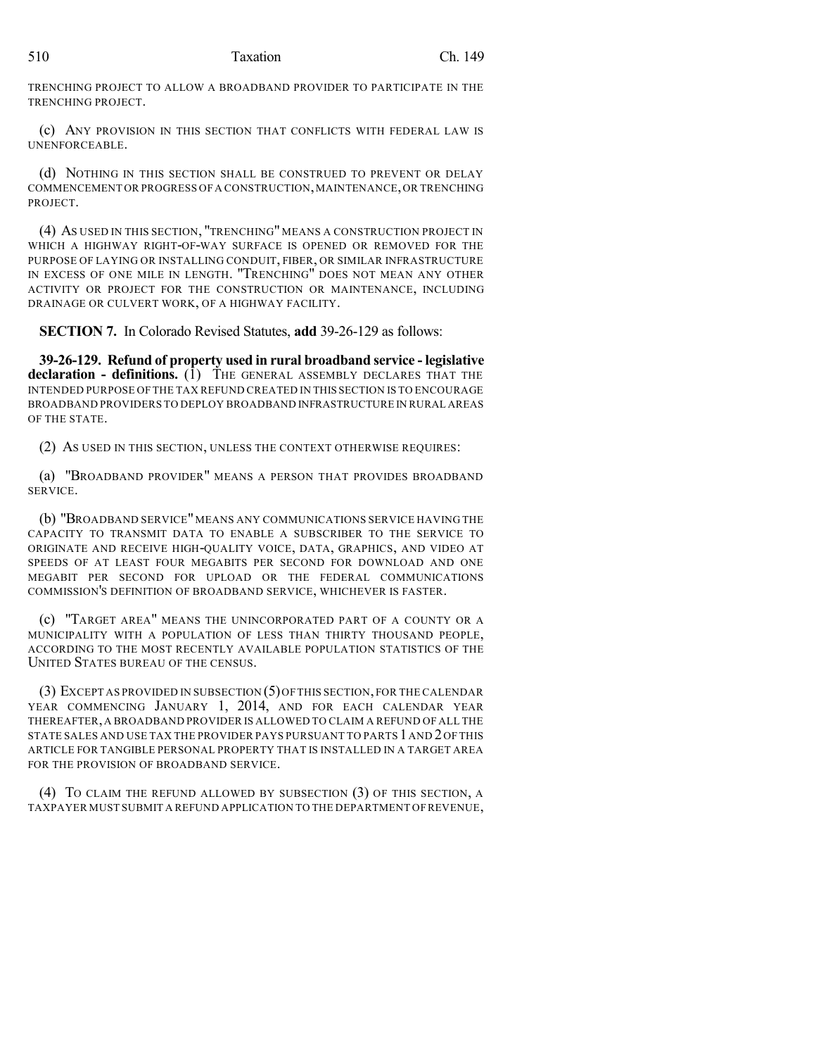TRENCHING PROJECT TO ALLOW A BROADBAND PROVIDER TO PARTICIPATE IN THE TRENCHING PROJECT.

(c) ANY PROVISION IN THIS SECTION THAT CONFLICTS WITH FEDERAL LAW IS UNENFORCEABLE.

(d) NOTHING IN THIS SECTION SHALL BE CONSTRUED TO PREVENT OR DELAY COMMENCEMENT OR PROGRESS OF A CONSTRUCTION, MAINTENANCE, OR TRENCHING PROJECT.

(4) AS USED IN THIS SECTION, "TRENCHING" MEANS A CONSTRUCTION PROJECT IN WHICH A HIGHWAY RIGHT-OF-WAY SURFACE IS OPENED OR REMOVED FOR THE PURPOSE OF LAYING OR INSTALLING CONDUIT, FIBER, OR SIMILAR INFRASTRUCTURE IN EXCESS OF ONE MILE IN LENGTH. "TRENCHING" DOES NOT MEAN ANY OTHER ACTIVITY OR PROJECT FOR THE CONSTRUCTION OR MAINTENANCE, INCLUDING DRAINAGE OR CULVERT WORK, OF A HIGHWAY FACILITY.

**SECTION 7.** In Colorado Revised Statutes, **add** 39-26-129 as follows:

**39-26-129. Refund of property used in rural broadband service - legislative declaration - definitions.** (1) THE GENERAL ASSEMBLY DECLARES THAT THE INTENDED PURPOSE OF THE TAX REFUND CREATED IN THIS SECTION IS TO ENCOURAGE BROADBAND PROVIDERS TO DEPLOY BROADBAND INFRASTRUCTURE IN RURAL AREAS OF THE STATE.

(2) AS USED IN THIS SECTION, UNLESS THE CONTEXT OTHERWISE REQUIRES:

(a) "BROADBAND PROVIDER" MEANS A PERSON THAT PROVIDES BROADBAND SERVICE.

(b) "BROADBAND SERVICE" MEANS ANY COMMUNICATIONS SERVICE HAVING THE CAPACITY TO TRANSMIT DATA TO ENABLE A SUBSCRIBER TO THE SERVICE TO ORIGINATE AND RECEIVE HIGH-QUALITY VOICE, DATA, GRAPHICS, AND VIDEO AT SPEEDS OF AT LEAST FOUR MEGABITS PER SECOND FOR DOWNLOAD AND ONE MEGABIT PER SECOND FOR UPLOAD OR THE FEDERAL COMMUNICATIONS COMMISSION'S DEFINITION OF BROADBAND SERVICE, WHICHEVER IS FASTER.

(c) "TARGET AREA" MEANS THE UNINCORPORATED PART OF A COUNTY OR A MUNICIPALITY WITH A POPULATION OF LESS THAN THIRTY THOUSAND PEOPLE, ACCORDING TO THE MOST RECENTLY AVAILABLE POPULATION STATISTICS OF THE UNITED STATES BUREAU OF THE CENSUS.

(3) EXCEPT AS PROVIDED IN SUBSECTION (5) OF THIS SECTION, FOR THE CALENDAR YEAR COMMENCING JANUARY 1, 2014, AND FOR EACH CALENDAR YEAR THEREAFTER, A BROADBAND PROVIDER IS ALLOWED TO CLAIM A REFUND OF ALL THE STATE SALES AND USE TAX THE PROVIDER PAYS PURSUANT TO PARTS 1 AND 2 OF THIS ARTICLE FOR TANGIBLE PERSONAL PROPERTY THAT IS INSTALLED IN A TARGET AREA FOR THE PROVISION OF BROADBAND SERVICE.

(4) TO CLAIM THE REFUND ALLOWED BY SUBSECTION (3) OF THIS SECTION, A TAXPAYER MUST SUBMIT A REFUND APPLICATION TO THE DEPARTMENT OF REVENUE,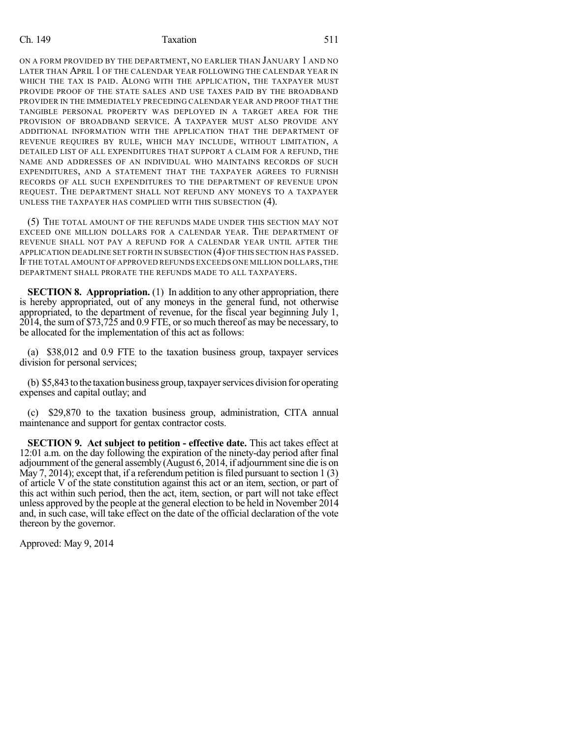ON A FORM PROVIDED BY THE DEPARTMENT, NO EARLIER THAN JANUARY 1 AND NO LATER THAN APRIL 1 OF THE CALENDAR YEAR FOLLOWING THE CALENDAR YEAR IN WHICH THE TAX IS PAID. ALONG WITH THE APPLICATION, THE TAXPAYER MUST PROVIDE PROOF OF THE STATE SALES AND USE TAXES PAID BY THE BROADBAND PROVIDER IN THE IMMEDIATELY PRECEDING CALENDAR YEAR AND PROOF THAT THE TANGIBLE PERSONAL PROPERTY WAS DEPLOYED IN A TARGET AREA FOR THE PROVISION OF BROADBAND SERVICE. A TAXPAYER MUST ALSO PROVIDE ANY ADDITIONAL INFORMATION WITH THE APPLICATION THAT THE DEPARTMENT OF REVENUE REQUIRES BY RULE, WHICH MAY INCLUDE, WITHOUT LIMITATION, A DETAILED LIST OF ALL EXPENDITURES THAT SUPPORT A CLAIM FOR A REFUND, THE NAME AND ADDRESSES OF AN INDIVIDUAL WHO MAINTAINS RECORDS OF SUCH EXPENDITURES, AND A STATEMENT THAT THE TAXPAYER AGREES TO FURNISH RECORDS OF ALL SUCH EXPENDITURES TO THE DEPARTMENT OF REVENUE UPON REQUEST. THE DEPARTMENT SHALL NOT REFUND ANY MONEYS TO A TAXPAYER UNLESS THE TAXPAYER HAS COMPLIED WITH THIS SUBSECTION (4).

(5) THE TOTAL AMOUNT OF THE REFUNDS MADE UNDER THIS SECTION MAY NOT EXCEED ONE MILLION DOLLARS FOR A CALENDAR YEAR. THE DEPARTMENT OF REVENUE SHALL NOT PAY A REFUND FOR A CALENDAR YEAR UNTIL AFTER THE APPLICATION DEADLINE SET FORTH IN SUBSECTION (4) OF THIS SECTION HAS PASSED. IF THE TOTAL AMOUNT OF APPROVED REFUNDS EXCEEDS ONE MILLION DOLLARS, THE DEPARTMENT SHALL PRORATE THE REFUNDS MADE TO ALL TAXPAYERS.

**SECTION 8. Appropriation.** (1) In addition to any other appropriation, there is hereby appropriated, out of any moneys in the general fund, not otherwise appropriated, to the department of revenue, for the fiscal year beginning July 1, 2014, the sum of $73,725 and 0.9 FTE, or so much thereof as may be necessary, to be allocated for the implementation of this act as follows:

(a) $38,012 and 0.9 FTE to the taxation business group, taxpayer services division for personal services;

(b) $5,843 to the taxation business group, taxpayer services division for operating expenses and capital outlay; and

(c) $29,870 to the taxation business group, administration, CITA annual maintenance and support for gentax contractor costs.

**SECTION 9. Act subject to petition - effective date.** This act takes effect at 12:01 a.m. on the day following the expiration of the ninety-day period after final adjournment of the general assembly (August 6, 2014, if adjournment sine die is on May 7, 2014); except that, if a referendum petition is filed pursuant to section 1 (3) of article V of the state constitution against this act or an item, section, or part of this act within such period, then the act, item, section, or part will not take effect unless approved by the people at the general election to be held in November 2014 and, in such case, will take effect on the date of the official declaration of the vote thereon by the governor.

Approved: May 9, 2014